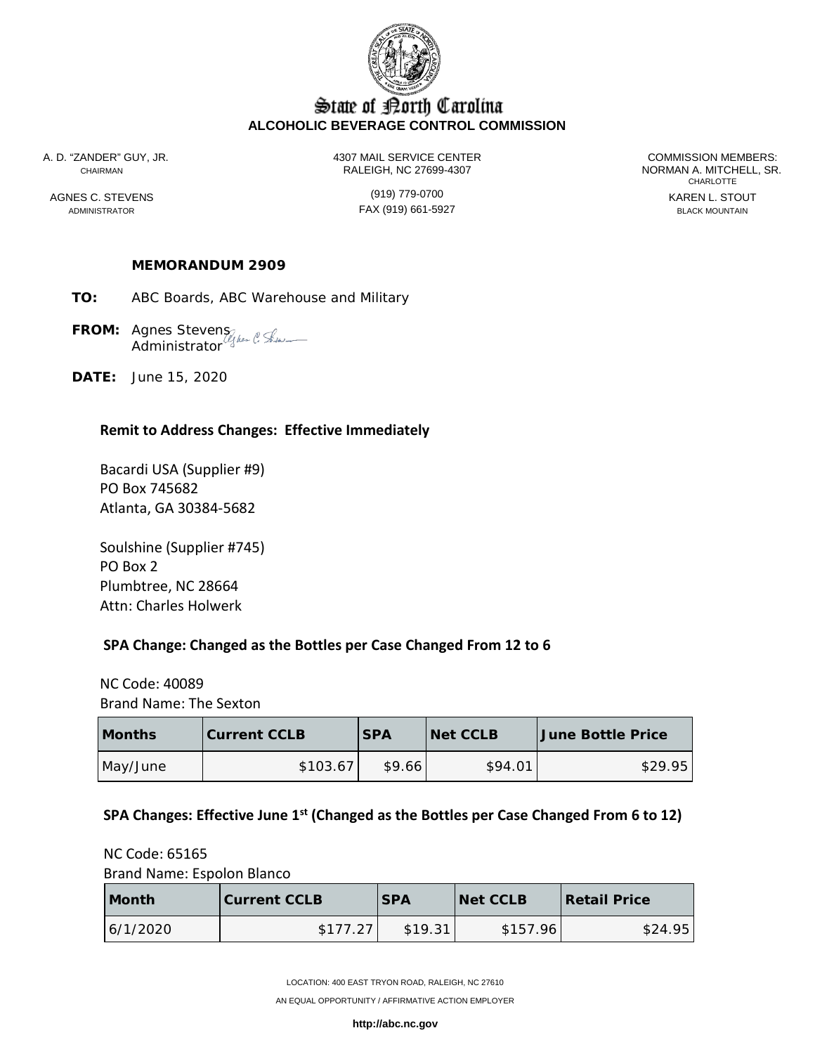# State of North Carolina
## ALCOHOLIC BEVERAGE CONTROL COMMISSION

A. D. "ZANDER" GUY, JR.
CHAIRMAN

AGNES C. STEVENS
ADMINISTRATOR

4307 MAIL SERVICE CENTER
RALEIGH, NC 27699-4307

(919) 779-0700
FAX (919) 661-5927

COMMISSION MEMBERS:
NORMAN A. MITCHELL, SR.
CHARLOTTE

KAREN L. STOUT
BLACK MOUNTAIN

**MEMORANDUM 2909**

**TO:** ABC Boards, ABC Warehouse and Military

**FROM:** Agnes Stevens
Administrator

**DATE:** June 15, 2020

**Remit to Address Changes: Effective Immediately**

Bacardi USA (Supplier #9)
PO Box 745682
Atlanta, GA 30384-5682

Soulshine (Supplier #745)
PO Box 2
Plumbtree, NC 28664
Attn: Charles Holwerk

**SPA Change: Changed as the Bottles per Case Changed From 12 to 6**

NC Code: 40089
Brand Name: The Sexton

| Months | Current CCLB | SPA | Net CCLB | June Bottle Price |
|---|---|---|---|---|
| May/June | $103.67 | $9.66 | $94.01 | $29.95 |

**SPA Changes: Effective June 1st (Changed as the Bottles per Case Changed From 6 to 12)**

NC Code: 65165
Brand Name: Espolon Blanco

| Month | Current CCLB | SPA | Net CCLB | Retail Price |
|---|---|---|---|---|
| 6/1/2020 | $177.27 | $19.31 | $157.96 | $24.95 |

LOCATION: 400 EAST TRYON ROAD, RALEIGH, NC 27610

AN EQUAL OPPORTUNITY / AFFIRMATIVE ACTION EMPLOYER

**http://abc.nc.gov**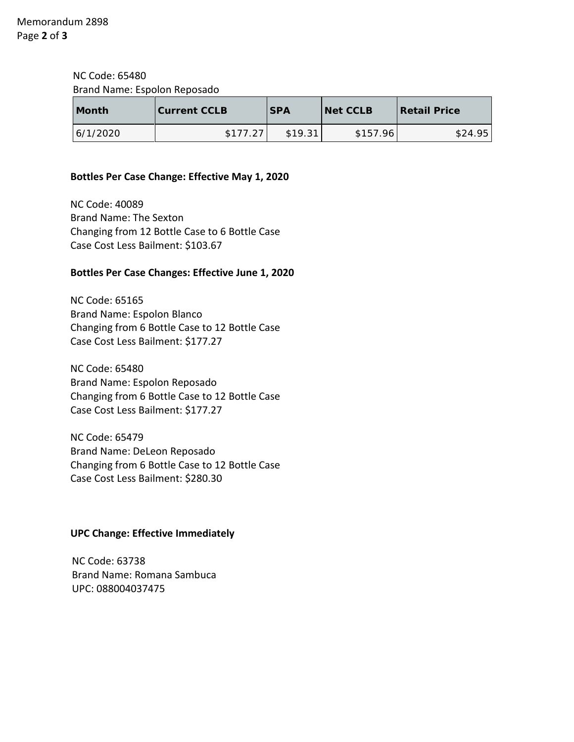NC Code: 65480
Brand Name: Espolon Reposado

| Month | Current CCLB | SPA | Net CCLB | Retail Price |
|---|---|---|---|---|
| 6/1/2020 | $177.27 | $19.31 | $157.96 | $24.95 |

**Bottles Per Case Change: Effective May 1, 2020**

NC Code: 40089
Brand Name: The Sexton
Changing from 12 Bottle Case to 6 Bottle Case
Case Cost Less Bailment: $103.67

**Bottles Per Case Changes: Effective June 1, 2020**

NC Code: 65165
Brand Name: Espolon Blanco
Changing from 6 Bottle Case to 12 Bottle Case
Case Cost Less Bailment: $177.27

NC Code: 65480
Brand Name: Espolon Reposado
Changing from 6 Bottle Case to 12 Bottle Case
Case Cost Less Bailment: $177.27

NC Code: 65479
Brand Name: DeLeon Reposado
Changing from 6 Bottle Case to 12 Bottle Case
Case Cost Less Bailment: $280.30

**UPC Change: Effective Immediately**

NC Code: 63738
Brand Name: Romana Sambuca
UPC: 088004037475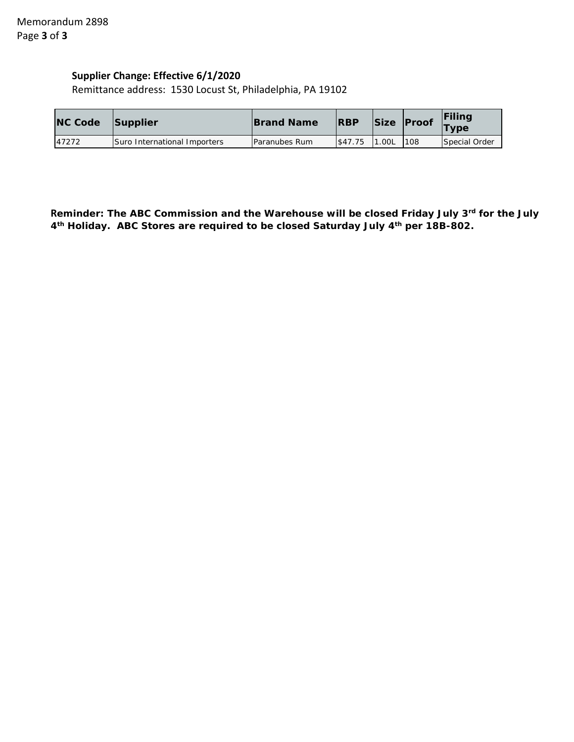**Supplier Change: Effective 6/1/2020**

Remittance address: 1530 Locust St, Philadelphia, PA 19102

| NC Code | Supplier | Brand Name | RBP | Size | Proof | Filing Type |
|---|---|---|---|---|---|---|
| 47272 | Suro International Importers | Paranubes Rum | $47.75 | 1.00L | 108 | Special Order |

**Reminder: The ABC Commission and the Warehouse will be closed Friday July 3rd for the July 4th Holiday. ABC Stores are required to be closed Saturday July 4th per 18B-802.**